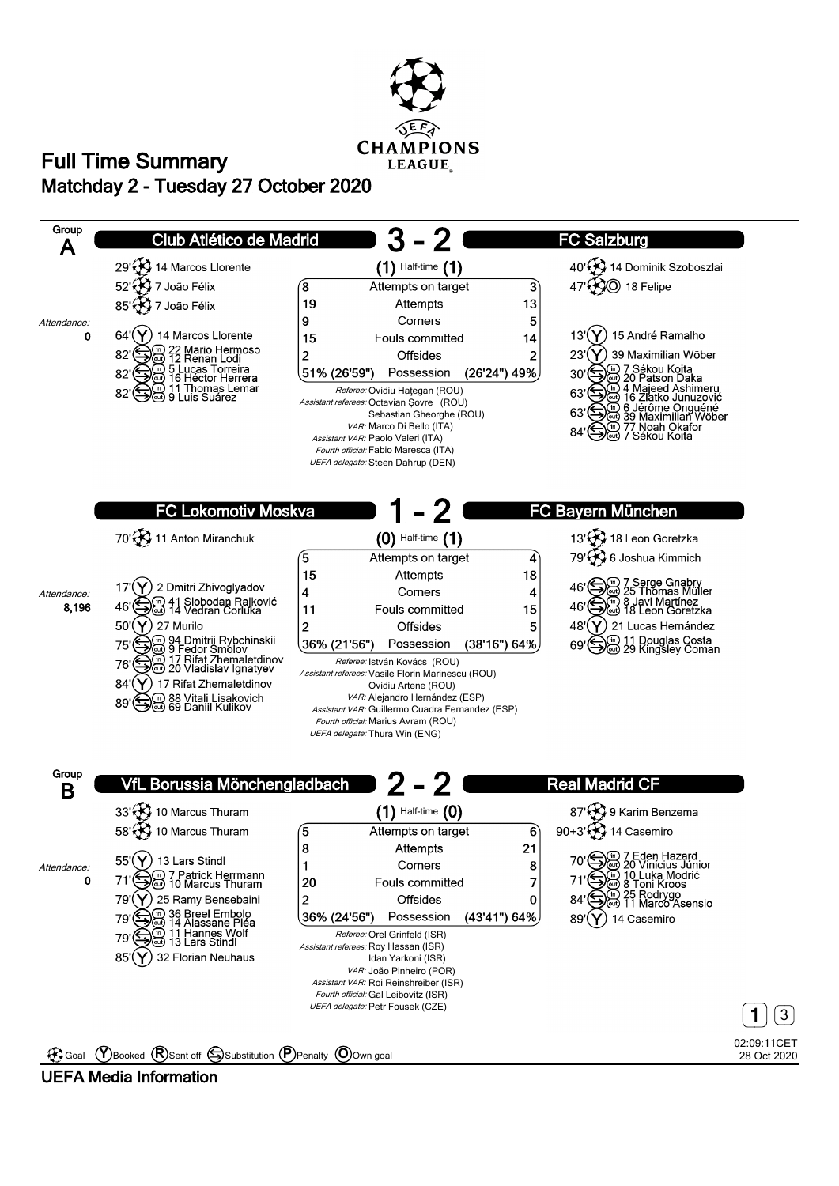# Full Time Summary

## Matchday 2 - Tuesday 27 October 2020

## Group A

### Club Atlético de Madrid 3 - 2 FC Salzburg

(1) Half-time (1)

**Club Atlético de Madrid**

- 29' Goal: 14 Marcos Llorente
- 52' Goal: 7 João Félix
- 85' Goal: 7 João Félix

Attendance: 0

- 64' Booked: 14 Marcos Llorente
- 82' Substitution: in 22 Mario Hermoso, out 12 Renan Lodi
- 82' Substitution: in 5 Lucas Torreira, out 16 Héctor Herrera
- 82' Substitution: in 11 Thomas Lemar, out 9 Luis Suárez

**FC Salzburg**

- 40' Goal: 14 Dominik Szoboszlai
- 47' Own goal: 18 Felipe
- 13' Booked: 15 André Ramalho
- 23' Booked: 39 Maximilian Wöber
- 30' Substitution: in 7 Sékou Koita, out 20 Patson Daka
- 63' Substitution: in 4 Majeed Ashimeru, out 16 Zlatko Junuzović
- 63' Substitution: in 6 Jérôme Onguéné, out 39 Maximilian Wöber
- 84' Substitution: in 77 Noah Okafor, out 7 Sékou Koita

| Club Atlético de Madrid | | FC Salzburg |
|---|---|---|
| 8 | Attempts on target | 3 |
| 19 | Attempts | 13 |
| 9 | Corners | 5 |
| 15 | Fouls committed | 14 |
| 2 | Offsides | 2 |
| 51% (26'59") | Possession | (26'24") 49% |

*Referee:* Ovidiu Hațegan (ROU)
*Assistant referees:* Octavian Şovre (ROU), Sebastian Gheorghe (ROU)
*VAR:* Marco Di Bello (ITA)
*Assistant VAR:* Paolo Valeri (ITA)
*Fourth official:* Fabio Maresca (ITA)
*UEFA delegate:* Steen Dahrup (DEN)

### FC Lokomotiv Moskva 1 - 2 FC Bayern München

(0) Half-time (1)

**FC Lokomotiv Moskva**

- 70' Goal: 11 Anton Miranchuk

Attendance: 8,196

- 17' Booked: 2 Dmitri Zhivoglyadov
- 46' Substitution: in 41 Slobodan Rajković, out 14 Vedran Ćorluka
- 50' Booked: 27 Murilo
- 75' Substitution: in 94 Dmitrii Rybchinskii, out 9 Fedor Smolov
- 76' Substitution: in 17 Rifat Zhemaletdinov, out 20 Vladislav Ignatyev
- 84' Booked: 17 Rifat Zhemaletdinov
- 89' Substitution: in 88 Vitali Lisakovich, out 69 Daniil Kulikov

**FC Bayern München**

- 13' Goal: 18 Leon Goretzka
- 79' Goal: 6 Joshua Kimmich
- 46' Substitution: in 7 Serge Gnabry, out 25 Thomas Müller
- 46' Substitution: in 8 Javi Martínez, out 18 Leon Goretzka
- 48' Booked: 21 Lucas Hernández
- 69' Substitution: in 11 Douglas Costa, out 29 Kingsley Coman

| FC Lokomotiv Moskva | | FC Bayern München |
|---|---|---|
| 5 | Attempts on target | 4 |
| 15 | Attempts | 18 |
| 4 | Corners | 4 |
| 11 | Fouls committed | 15 |
| 2 | Offsides | 5 |
| 36% (21'56") | Possession | (38'16") 64% |

*Referee:* István Kovács (ROU)
*Assistant referees:* Vasile Florin Marinescu (ROU), Ovidiu Artene (ROU)
*VAR:* Alejandro Hernández (ESP)
*Assistant VAR:* Guillermo Cuadra Fernandez (ESP)
*Fourth official:* Marius Avram (ROU)
*UEFA delegate:* Thura Win (ENG)

## Group B

### VfL Borussia Mönchengladbach 2 - 2 Real Madrid CF

(1) Half-time (0)

**VfL Borussia Mönchengladbach**

- 33' Goal: 10 Marcus Thuram
- 58' Goal: 10 Marcus Thuram

Attendance: 0

- 55' Booked: 13 Lars Stindl
- 71' Substitution: in 7 Patrick Herrmann, out 10 Marcus Thuram
- 79' Booked: 25 Ramy Bensebaini
- 79' Substitution: in 36 Breel Embolo, out 14 Alassane Pléa
- 79' Substitution: in 11 Hannes Wolf, out 13 Lars Stindl
- 85' Booked: 32 Florian Neuhaus

**Real Madrid CF**

- 87' Goal: 9 Karim Benzema
- 90+3' Goal: 14 Casemiro
- 70' Substitution: in 7 Eden Hazard, out 20 Vinícius Júnior
- 71' Substitution: in 10 Luka Modrić, out 8 Toni Kroos
- 84' Substitution: in 25 Rodrygo, out 11 Marco Asensio
- 89' Booked: 14 Casemiro

| VfL Borussia Mönchengladbach | | Real Madrid CF |
|---|---|---|
| 5 | Attempts on target | 6 |
| 8 | Attempts | 21 |
| 1 | Corners | 8 |
| 20 | Fouls committed | 7 |
| 2 | Offsides | 0 |
| 36% (24'56") | Possession | (43'41") 64% |

*Referee:* Orel Grinfeld (ISR)
*Assistant referees:* Roy Hassan (ISR), Idan Yarkoni (ISR)
*VAR:* João Pinheiro (POR)
*Assistant VAR:* Roi Reinshreiber (ISR)
*Fourth official:* Gal Leibovitz (ISR)
*UEFA delegate:* Petr Fousek (CZE)

Goal · (Y) Booked · (R) Sent off · Substitution · (P) Penalty · (O) Own goal

02:09:11CET 28 Oct 2020

UEFA Media Information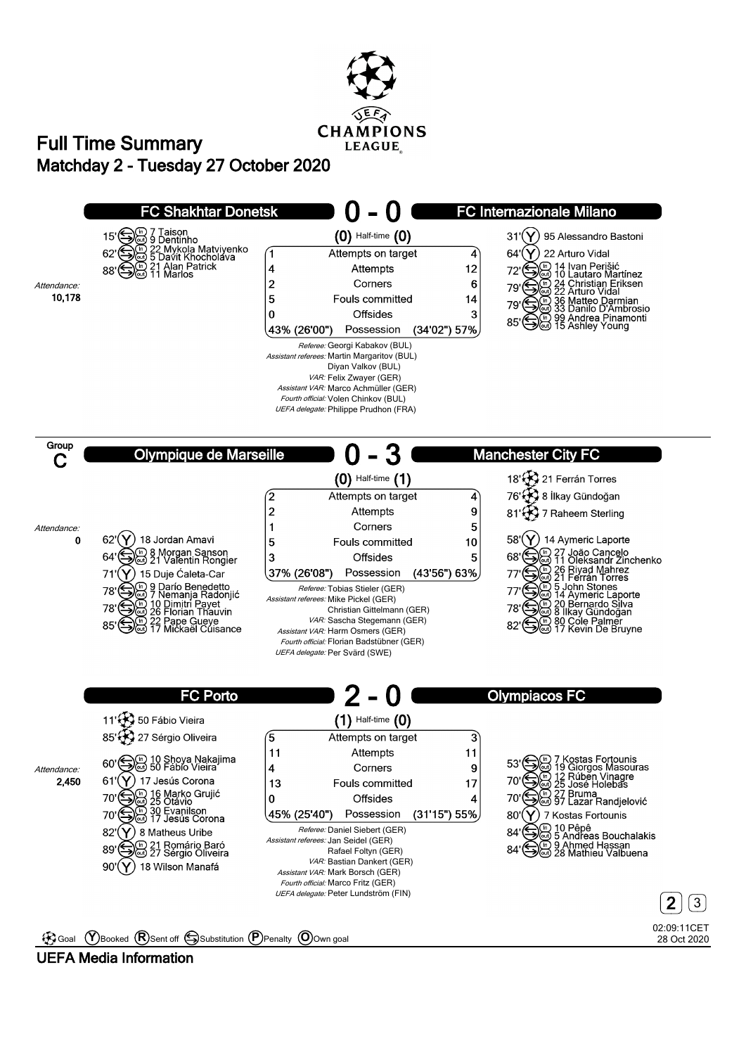# Full Time Summary

## Matchday 2 - Tuesday 27 October 2020

### FC Shakhtar Donetsk 0 - 0 FC Internazionale Milano

(0) Half-time (0)

**FC Shakhtar Donetsk**

- 15' Substitution: (in) 7 Taison, (out) 9 Dentinho
- 62' Substitution: (in) 22 Mykola Matviyenko, (out) 5 Davit Khocholava
- 88' Substitution: (in) 21 Alan Patrick, (out) 11 Marlos

Attendance: 10,178

**FC Internazionale Milano**

- 31' Booked: 95 Alessandro Bastoni
- 64' Booked: 22 Arturo Vidal
- 72' Substitution: (in) 14 Ivan Perišić, (out) 10 Lautaro Martínez
- 79' Substitution: (in) 24 Christian Eriksen, (out) 22 Arturo Vidal
- 79' Substitution: (in) 36 Matteo Darmian, (out) 33 Danilo D'Ambrosio
- 85' Substitution: (in) 99 Andrea Pinamonti, (out) 15 Ashley Young

| FC Shakhtar Donetsk | | FC Internazionale Milano |
|---|---|---|
| 1 | Attempts on target | 4 |
| 4 | Attempts | 12 |
| 2 | Corners | 6 |
| 5 | Fouls committed | 14 |
| 0 | Offsides | 3 |
| 43% (26'00") | Possession | (34'02") 57% |

*Referee:* Georgi Kabakov (BUL)
*Assistant referees:* Martin Margaritov (BUL), Diyan Valkov (BUL)
*VAR:* Felix Zwayer (GER)
*Assistant VAR:* Marco Achmüller (GER)
*Fourth official:* Volen Chinkov (BUL)
*UEFA delegate:* Philippe Prudhon (FRA)

---

**Group C**

### Olympique de Marseille 0 - 3 Manchester City FC

(0) Half-time (1)

**Olympique de Marseille**

Attendance: 0

- 62' Booked: 18 Jordan Amavi
- 64' Substitution: (in) 8 Morgan Sanson, (out) 21 Valentin Rongier
- 71' Booked: 15 Duje Ćaleta-Car
- 78' Substitution: (in) 9 Darío Benedetto, (out) 7 Nemanja Radonjić
- 78' Substitution: (in) 10 Dimitri Payet, (out) 26 Florian Thauvin
- 85' Substitution: (in) 22 Pape Gueye, (out) 17 Mickaël Cuisance

**Manchester City FC**

- 18' Goal: 21 Ferrán Torres
- 76' Goal: 8 İlkay Gündoğan
- 81' Goal: 7 Raheem Sterling
- 58' Booked: 14 Aymeric Laporte
- 68' Substitution: (in) 27 João Cancelo, (out) 11 Oleksandr Zinchenko
- 77' Substitution: (in) 26 Riyad Mahrez, (out) 21 Ferrán Torres
- 77' Substitution: (in) 5 John Stones, (out) 14 Aymeric Laporte
- 78' Substitution: (in) 20 Bernardo Silva, (out) 8 İlkay Gündoğan
- 82' Substitution: (in) 80 Cole Palmer, (out) 17 Kevin De Bruyne

| Olympique de Marseille | | Manchester City FC |
|---|---|---|
| 2 | Attempts on target | 4 |
| 2 | Attempts | 9 |
| 1 | Corners | 5 |
| 5 | Fouls committed | 10 |
| 3 | Offsides | 5 |
| 37% (26'08") | Possession | (43'56") 63% |

*Referee:* Tobias Stieler (GER)
*Assistant referees:* Mike Pickel (GER), Christian Gittelmann (GER)
*VAR:* Sascha Stegemann (GER)
*Assistant VAR:* Harm Osmers (GER)
*Fourth official:* Florian Badstübner (GER)
*UEFA delegate:* Per Svärd (SWE)

---

### FC Porto 2 - 0 Olympiacos FC

(1) Half-time (0)

**FC Porto**

- 11' Goal: 50 Fábio Vieira
- 85' Goal: 27 Sérgio Oliveira
- 60' Substitution: (in) 10 Shoya Nakajima, (out) 50 Fábio Vieira
- 61' Booked: 17 Jesús Corona
- 70' Substitution: (in) 16 Marko Grujić, (out) 25 Otávio
- 70' Substitution: (in) 30 Evanilson, (out) 17 Jesús Corona
- 82' Booked: 8 Matheus Uribe
- 89' Substitution: (in) 21 Romário Baró, (out) 27 Sérgio Oliveira
- 90' Booked: 18 Wilson Manafá

Attendance: 2,450

**Olympiacos FC**

- 53' Substitution: (in) 7 Kostas Fortounis, (out) 19 Giorgos Masouras
- 70' Substitution: (in) 12 Rúben Vinagre, (out) 25 José Holebas
- 70' Substitution: (in) 27 Bruma, (out) 97 Lazar Randjelović
- 80' Booked: 7 Kostas Fortounis
- 84' Substitution: (in) 10 Pêpê, (out) 5 Andreas Bouchalakis
- 84' Substitution: (in) 9 Ahmed Hassan, (out) 28 Mathieu Valbuena

| FC Porto | | Olympiacos FC |
|---|---|---|
| 5 | Attempts on target | 3 |
| 11 | Attempts | 11 |
| 4 | Corners | 9 |
| 13 | Fouls committed | 17 |
| 0 | Offsides | 4 |
| 45% (25'40") | Possession | (31'15") 55% |

*Referee:* Daniel Siebert (GER)
*Assistant referees:* Jan Seidel (GER), Rafael Foltyn (GER)
*VAR:* Bastian Dankert (GER)
*Assistant VAR:* Mark Borsch (GER)
*Fourth official:* Marco Fritz (GER)
*UEFA delegate:* Peter Lundström (FIN)

---

Goal, (Y) Booked, (R) Sent off, Substitution, (P) Penalty, (O) Own goal

02:09:11CET 28 Oct 2020

UEFA Media Information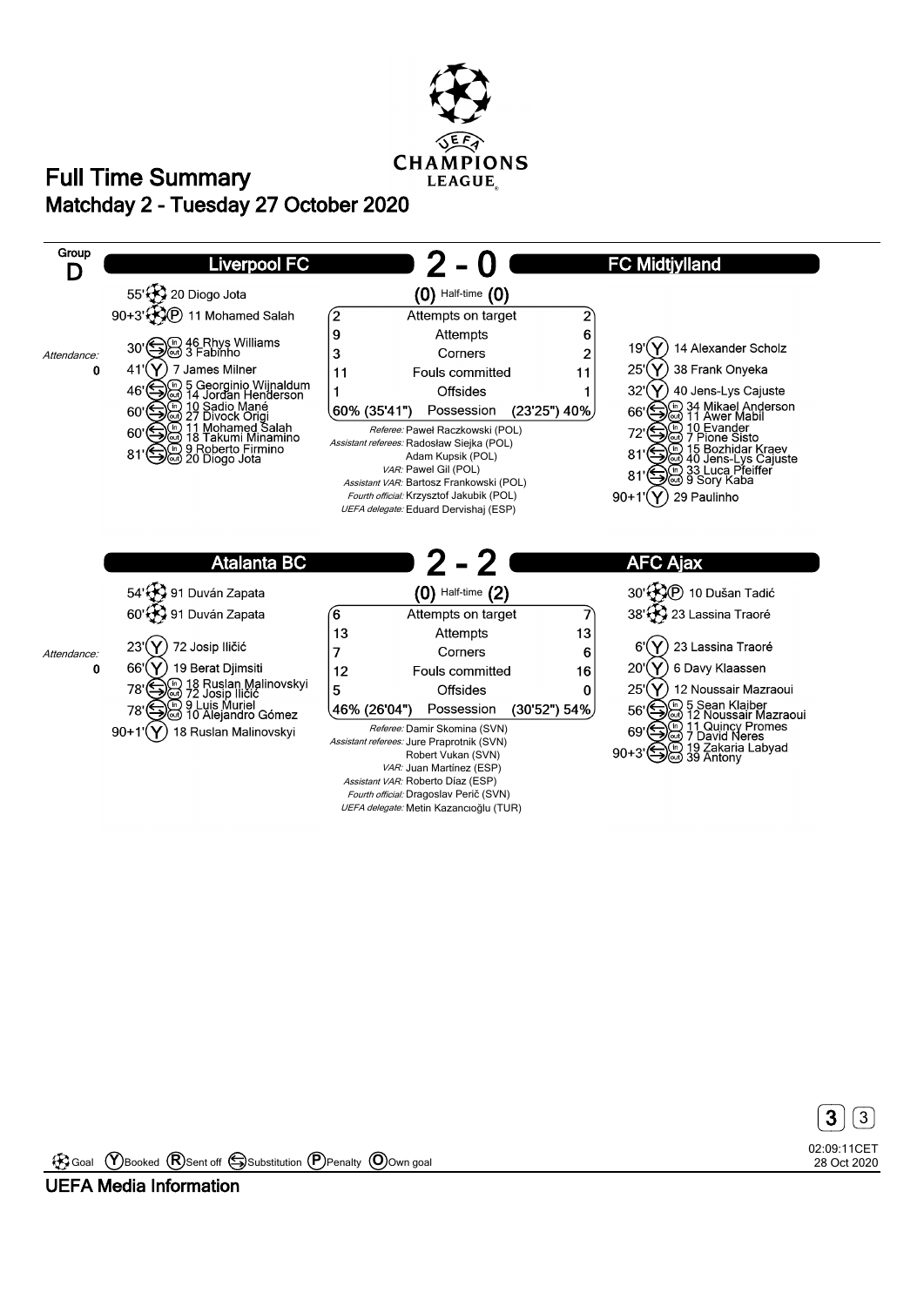# Full Time Summary

## Matchday 2 - Tuesday 27 October 2020

CHAMPIONS LEAGUE

Group D

## Liverpool FC 2 - 0 FC Midtjylland

(0) Half-time (0)

Attendance: 0

**Liverpool FC**

- 55' Goal 20 Diogo Jota
- 90+3' Goal (P) 11 Mohamed Salah
- 30' Substitution (in) 46 Rhys Williams (out) 3 Fabinho
- 41' (Y) 7 James Milner
- 46' Substitution (in) 5 Georginio Wijnaldum (out) 14 Jordan Henderson
- 60' Substitution (in) 10 Sadio Mané (out) 27 Divock Origi
- 60' Substitution (in) 11 Mohamed Salah (out) 18 Takumi Minamino
- 81' Substitution (in) 9 Roberto Firmino (out) 20 Diogo Jota

| Liverpool FC | | FC Midtjylland |
|---|---|---|
| 2 | Attempts on target | 2 |
| 9 | Attempts | 6 |
| 3 | Corners | 2 |
| 11 | Fouls committed | 11 |
| 1 | Offsides | 1 |
| 60% (35'41") | Possession | (23'25") 40% |

*Referee:* Paweł Raczkowski (POL)
*Assistant referees:* Radosław Siejka (POL), Adam Kupsik (POL)
*VAR:* Pawel Gil (POL)
*Assistant VAR:* Bartosz Frankowski (POL)
*Fourth official:* Krzysztof Jakubik (POL)
*UEFA delegate:* Eduard Dervishaj (ESP)

**FC Midtjylland**

- 19' (Y) 14 Alexander Scholz
- 25' (Y) 38 Frank Onyeka
- 32' (Y) 40 Jens-Lys Cajuste
- 66' Substitution (in) 34 Mikael Anderson (out) 11 Awer Mabil
- 72' Substitution (in) 10 Evander (out) 7 Pione Sisto
- 81' Substitution (in) 15 Bozhidar Kraev (out) 40 Jens-Lys Cajuste
- 81' Substitution (in) 33 Luca Pfeiffer (out) 9 Sory Kaba
- 90+1' (Y) 29 Paulinho

## Atalanta BC 2 - 2 AFC Ajax

(0) Half-time (2)

Attendance: 0

**Atalanta BC**

- 54' Goal 91 Duván Zapata
- 60' Goal 91 Duván Zapata
- 23' (Y) 72 Josip Iličić
- 66' (Y) 19 Berat Djimsiti
- 78' Substitution (in) 18 Ruslan Malinovskyi (out) 72 Josip Iličić
- 78' Substitution (in) 9 Luis Muriel (out) 10 Alejandro Gómez
- 90+1' (Y) 18 Ruslan Malinovskyi

| Atalanta BC | | AFC Ajax |
|---|---|---|
| 6 | Attempts on target | 7 |
| 13 | Attempts | 13 |
| 7 | Corners | 6 |
| 12 | Fouls committed | 16 |
| 5 | Offsides | 0 |
| 46% (26'04") | Possession | (30'52") 54% |

*Referee:* Damir Skomina (SVN)
*Assistant referees:* Jure Praprotnik (SVN), Robert Vukan (SVN)
*VAR:* Juan Martínez (ESP)
*Assistant VAR:* Roberto Díaz (ESP)
*Fourth official:* Dragoslav Perič (SVN)
*UEFA delegate:* Metin Kazancıoğlu (TUR)

**AFC Ajax**

- 30' Goal (P) 10 Dušan Tadić
- 38' Goal 23 Lassina Traoré
- 6' (Y) 23 Lassina Traoré
- 20' (Y) 6 Davy Klaassen
- 25' (Y) 12 Noussair Mazraoui
- 56' Substitution (in) 5 Sean Klaiber (out) 12 Noussair Mazraoui
- 69' Substitution (in) 11 Quincy Promes (out) 7 David Neres
- 90+3' Substitution (in) 19 Zakaria Labyad (out) 39 Antony

Goal (Y) Booked (R) Sent off Substitution (P) Penalty (O) Own goal

02:09:11CET 28 Oct 2020

UEFA Media Information